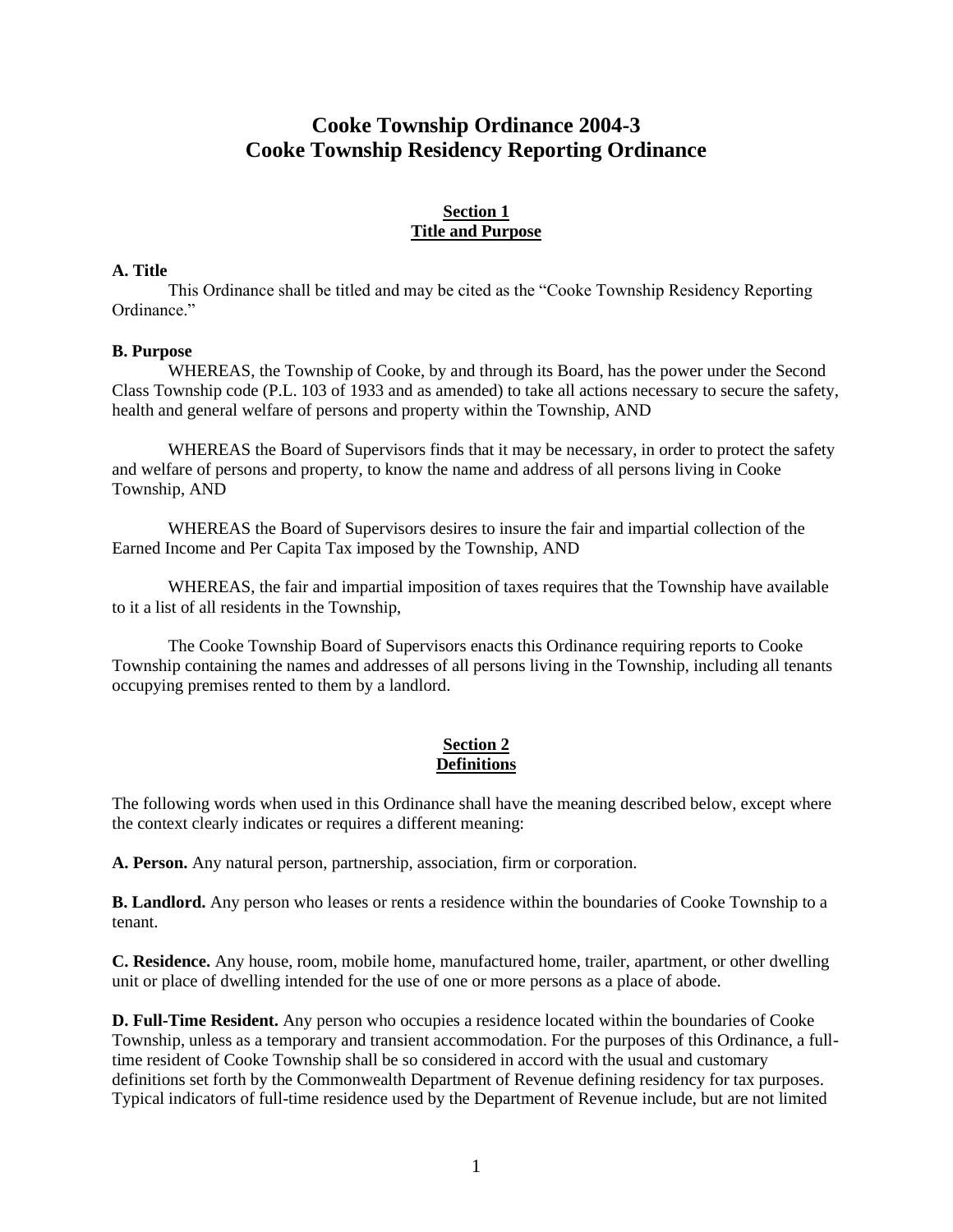# Cooke Township Ordinance 2004-3
# Cooke Township Residency Reporting Ordinance

## Section 1
## Title and Purpose

**A. Title**

This Ordinance shall be titled and may be cited as the "Cooke Township Residency Reporting Ordinance."

**B. Purpose**

WHEREAS, the Township of Cooke, by and through its Board, has the power under the Second Class Township code (P.L. 103 of 1933 and as amended) to take all actions necessary to secure the safety, health and general welfare of persons and property within the Township, AND

WHEREAS the Board of Supervisors finds that it may be necessary, in order to protect the safety and welfare of persons and property, to know the name and address of all persons living in Cooke Township, AND

WHEREAS the Board of Supervisors desires to insure the fair and impartial collection of the Earned Income and Per Capita Tax imposed by the Township, AND

WHEREAS, the fair and impartial imposition of taxes requires that the Township have available to it a list of all residents in the Township,

The Cooke Township Board of Supervisors enacts this Ordinance requiring reports to Cooke Township containing the names and addresses of all persons living in the Township, including all tenants occupying premises rented to them by a landlord.

## Section 2
## Definitions

The following words when used in this Ordinance shall have the meaning described below, except where the context clearly indicates or requires a different meaning:

**A. Person.** Any natural person, partnership, association, firm or corporation.

**B. Landlord.** Any person who leases or rents a residence within the boundaries of Cooke Township to a tenant.

**C. Residence.** Any house, room, mobile home, manufactured home, trailer, apartment, or other dwelling unit or place of dwelling intended for the use of one or more persons as a place of abode.

**D. Full-Time Resident.** Any person who occupies a residence located within the boundaries of Cooke Township, unless as a temporary and transient accommodation. For the purposes of this Ordinance, a full-time resident of Cooke Township shall be so considered in accord with the usual and customary definitions set forth by the Commonwealth Department of Revenue defining residency for tax purposes. Typical indicators of full-time residence used by the Department of Revenue include, but are not limited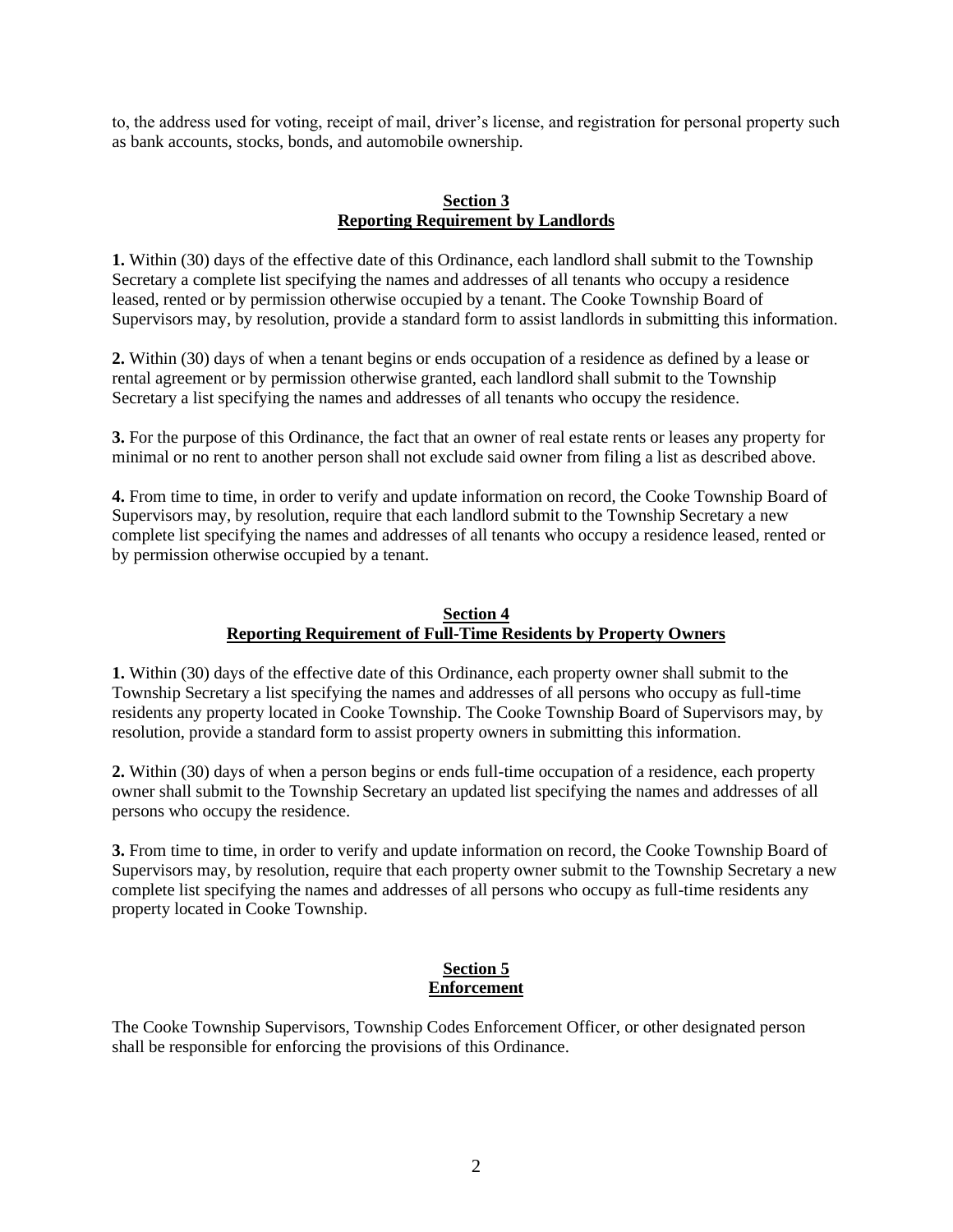to, the address used for voting, receipt of mail, driver's license, and registration for personal property such as bank accounts, stocks, bonds, and automobile ownership.

## Section 3
## Reporting Requirement by Landlords

**1.** Within (30) days of the effective date of this Ordinance, each landlord shall submit to the Township Secretary a complete list specifying the names and addresses of all tenants who occupy a residence leased, rented or by permission otherwise occupied by a tenant. The Cooke Township Board of Supervisors may, by resolution, provide a standard form to assist landlords in submitting this information.

**2.** Within (30) days of when a tenant begins or ends occupation of a residence as defined by a lease or rental agreement or by permission otherwise granted, each landlord shall submit to the Township Secretary a list specifying the names and addresses of all tenants who occupy the residence.

**3.** For the purpose of this Ordinance, the fact that an owner of real estate rents or leases any property for minimal or no rent to another person shall not exclude said owner from filing a list as described above.

**4.** From time to time, in order to verify and update information on record, the Cooke Township Board of Supervisors may, by resolution, require that each landlord submit to the Township Secretary a new complete list specifying the names and addresses of all tenants who occupy a residence leased, rented or by permission otherwise occupied by a tenant.

## Section 4
## Reporting Requirement of Full-Time Residents by Property Owners

**1.** Within (30) days of the effective date of this Ordinance, each property owner shall submit to the Township Secretary a list specifying the names and addresses of all persons who occupy as full-time residents any property located in Cooke Township. The Cooke Township Board of Supervisors may, by resolution, provide a standard form to assist property owners in submitting this information.

**2.** Within (30) days of when a person begins or ends full-time occupation of a residence, each property owner shall submit to the Township Secretary an updated list specifying the names and addresses of all persons who occupy the residence.

**3.** From time to time, in order to verify and update information on record, the Cooke Township Board of Supervisors may, by resolution, require that each property owner submit to the Township Secretary a new complete list specifying the names and addresses of all persons who occupy as full-time residents any property located in Cooke Township.

## Section 5
## Enforcement

The Cooke Township Supervisors, Township Codes Enforcement Officer, or other designated person shall be responsible for enforcing the provisions of this Ordinance.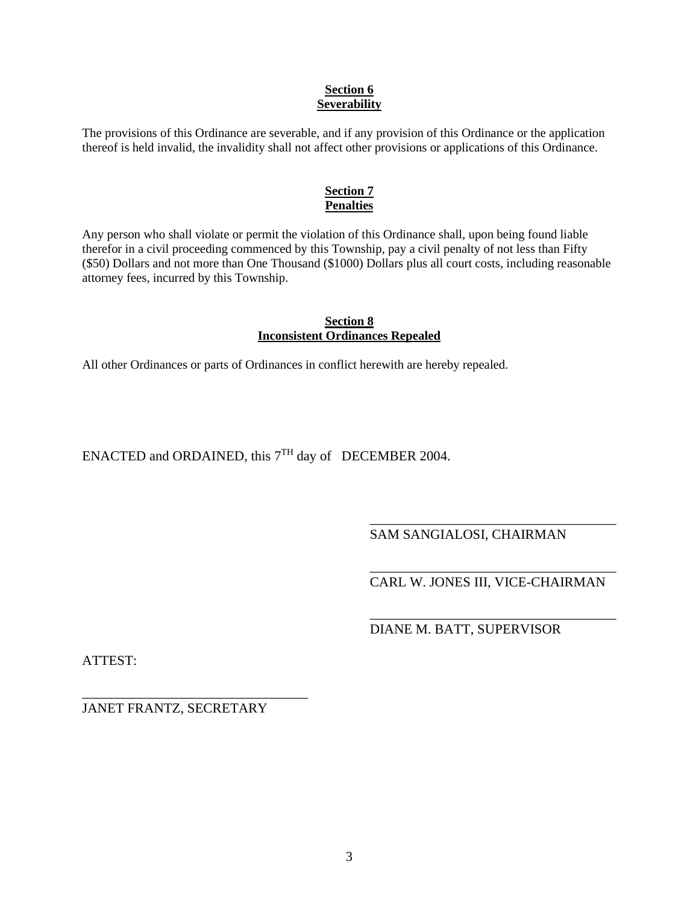## Section 6
## Severability

The provisions of this Ordinance are severable, and if any provision of this Ordinance or the application thereof is held invalid, the invalidity shall not affect other provisions or applications of this Ordinance.

## Section 7
## Penalties

Any person who shall violate or permit the violation of this Ordinance shall, upon being found liable therefor in a civil proceeding commenced by this Township, pay a civil penalty of not less than Fifty ($50) Dollars and not more than One Thousand ($1000) Dollars plus all court costs, including reasonable attorney fees, incurred by this Township.

## Section 8
## Inconsistent Ordinances Repealed

All other Ordinances or parts of Ordinances in conflict herewith are hereby repealed.

ENACTED and ORDAINED, this 7TH day of DECEMBER 2004.

\_\_\_\_\_\_\_\_\_\_\_\_\_\_\_\_\_\_\_\_\_\_\_\_\_\_\_\_\_\_\_\_\_\_\_\_
SAM SANGIALOSI, CHAIRMAN

\_\_\_\_\_\_\_\_\_\_\_\_\_\_\_\_\_\_\_\_\_\_\_\_\_\_\_\_\_\_\_\_\_\_\_\_
CARL W. JONES III, VICE-CHAIRMAN

\_\_\_\_\_\_\_\_\_\_\_\_\_\_\_\_\_\_\_\_\_\_\_\_\_\_\_\_\_\_\_\_\_\_\_\_
DIANE M. BATT, SUPERVISOR

ATTEST:

\_\_\_\_\_\_\_\_\_\_\_\_\_\_\_\_\_\_\_\_\_\_\_\_\_\_\_\_\_\_\_\_\_\_\_\_
JANET FRANTZ, SECRETARY